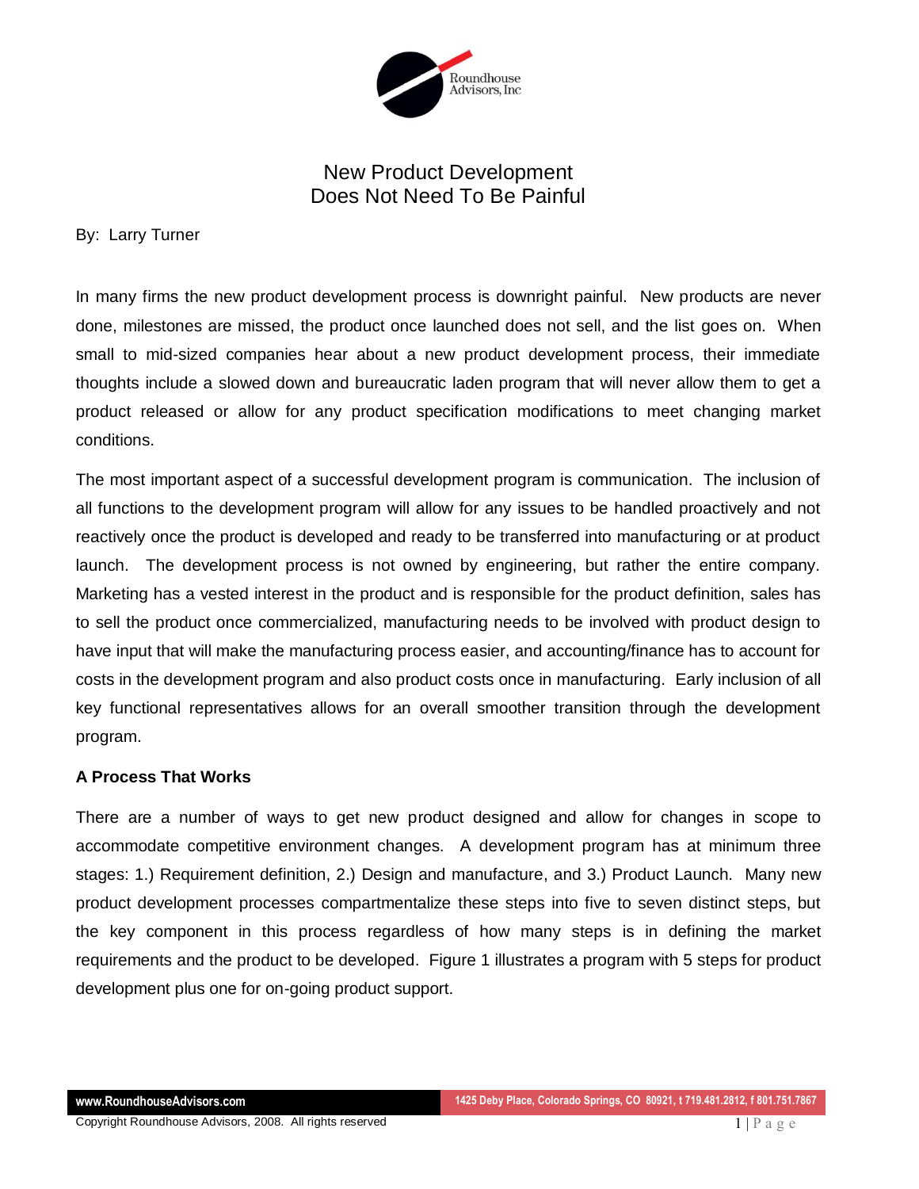# New Product Development Does Not Need To Be Painful

By: Larry Turner

In many firms the new product development process is downright painful. New products are never done, milestones are missed, the product once launched does not sell, and the list goes on. When small to mid-sized companies hear about a new product development process, their immediate thoughts include a slowed down and bureaucratic laden program that will never allow them to get a product released or allow for any product specification modifications to meet changing market conditions.

The most important aspect of a successful development program is communication. The inclusion of all functions to the development program will allow for any issues to be handled proactively and not reactively once the product is developed and ready to be transferred into manufacturing or at product launch. The development process is not owned by engineering, but rather the entire company. Marketing has a vested interest in the product and is responsible for the product definition, sales has to sell the product once commercialized, manufacturing needs to be involved with product design to have input that will make the manufacturing process easier, and accounting/finance has to account for costs in the development program and also product costs once in manufacturing. Early inclusion of all key functional representatives allows for an overall smoother transition through the development program.

## A Process That Works

There are a number of ways to get new product designed and allow for changes in scope to accommodate competitive environment changes. A development program has at minimum three stages: 1.) Requirement definition, 2.) Design and manufacture, and 3.) Product Launch. Many new product development processes compartmentalize these steps into five to seven distinct steps, but the key component in this process regardless of how many steps is in defining the market requirements and the product to be developed. Figure 1 illustrates a program with 5 steps for product development plus one for on-going product support.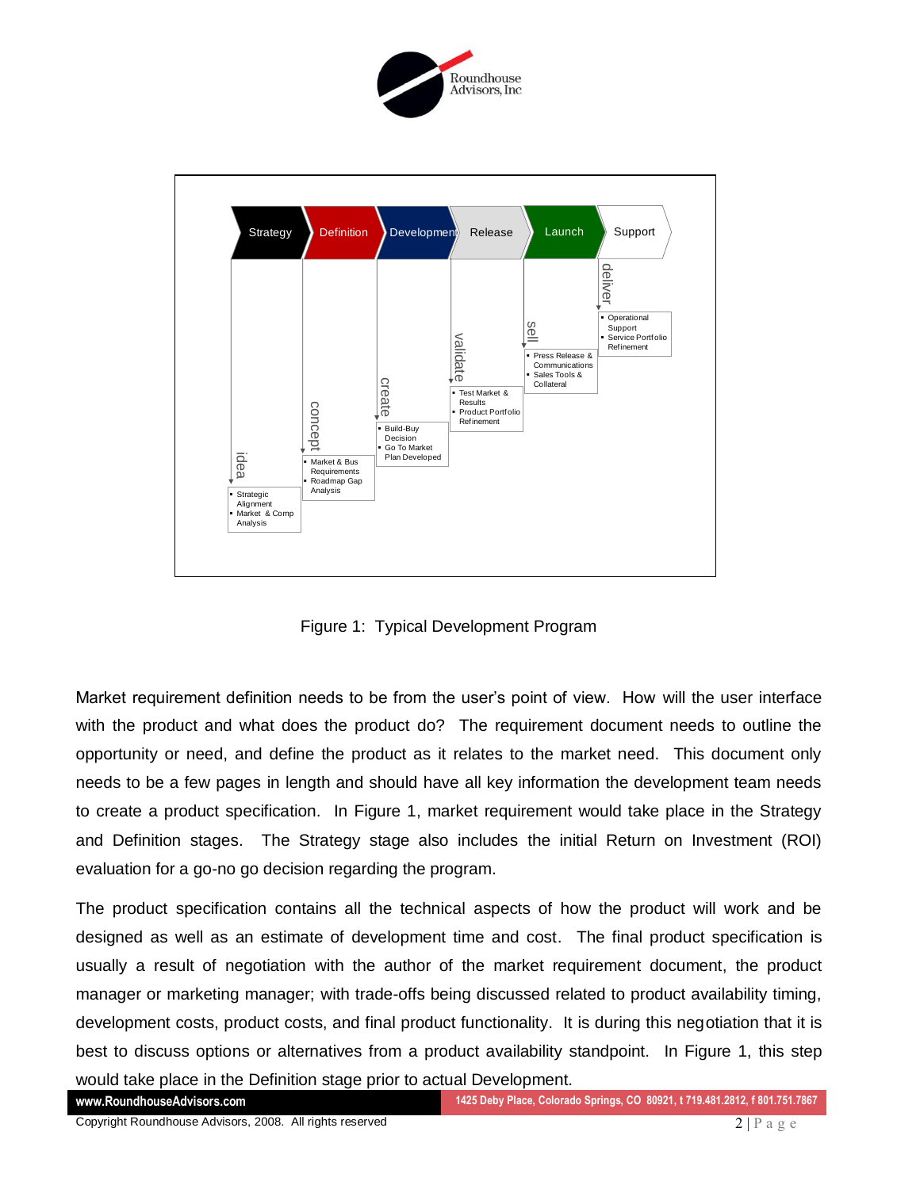| Stage | Activity | Outputs |
| --- | --- | --- |
| Strategy | idea | Strategic Alignment; Market & Comp Analysis |
| Definition | concept | Market & Bus Requirements; Roadmap Gap Analysis |
| Development | create | Build-Buy Decision; Go To Market Plan Developed |
| Release | validate | Test Market & Results; Product Portfolio Refinement |
| Launch | sell | Press Release & Communications; Sales Tools & Collateral |
| Support | deliver | Operational Support; Service Portfolio Refinement |

Figure 1: Typical Development Program

Market requirement definition needs to be from the user's point of view. How will the user interface with the product and what does the product do? The requirement document needs to outline the opportunity or need, and define the product as it relates to the market need. This document only needs to be a few pages in length and should have all key information the development team needs to create a product specification. In Figure 1, market requirement would take place in the Strategy and Definition stages. The Strategy stage also includes the initial Return on Investment (ROI) evaluation for a go-no go decision regarding the program.

The product specification contains all the technical aspects of how the product will work and be designed as well as an estimate of development time and cost. The final product specification is usually a result of negotiation with the author of the market requirement document, the product manager or marketing manager; with trade-offs being discussed related to product availability timing, development costs, product costs, and final product functionality. It is during this negotiation that it is best to discuss options or alternatives from a product availability standpoint. In Figure 1, this step would take place in the Definition stage prior to actual Development.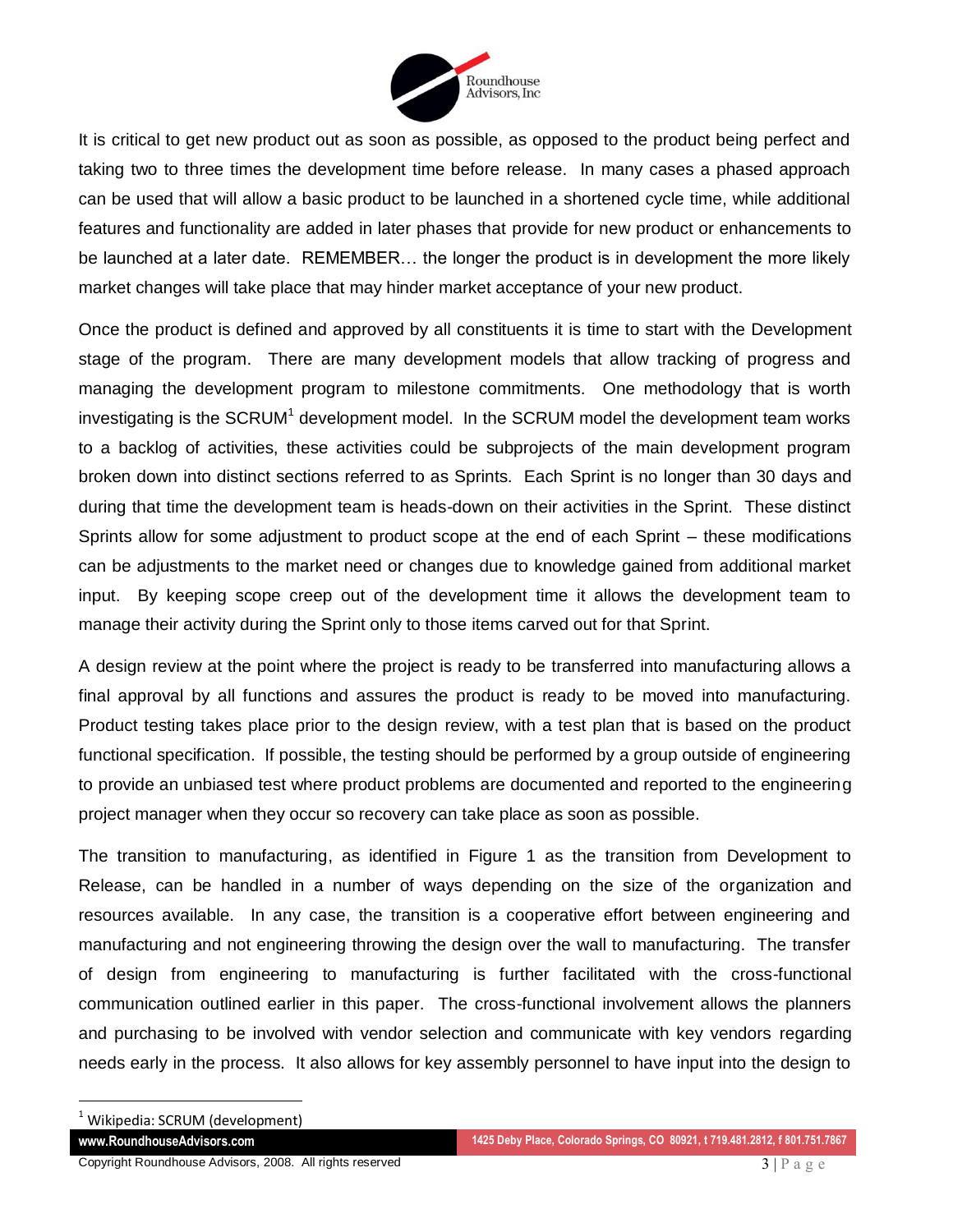It is critical to get new product out as soon as possible, as opposed to the product being perfect and taking two to three times the development time before release. In many cases a phased approach can be used that will allow a basic product to be launched in a shortened cycle time, while additional features and functionality are added in later phases that provide for new product or enhancements to be launched at a later date. REMEMBER… the longer the product is in development the more likely market changes will take place that may hinder market acceptance of your new product.

Once the product is defined and approved by all constituents it is time to start with the Development stage of the program. There are many development models that allow tracking of progress and managing the development program to milestone commitments. One methodology that is worth investigating is the SCRUM[1] development model. In the SCRUM model the development team works to a backlog of activities, these activities could be subprojects of the main development program broken down into distinct sections referred to as Sprints. Each Sprint is no longer than 30 days and during that time the development team is heads-down on their activities in the Sprint. These distinct Sprints allow for some adjustment to product scope at the end of each Sprint – these modifications can be adjustments to the market need or changes due to knowledge gained from additional market input. By keeping scope creep out of the development time it allows the development team to manage their activity during the Sprint only to those items carved out for that Sprint.

A design review at the point where the project is ready to be transferred into manufacturing allows a final approval by all functions and assures the product is ready to be moved into manufacturing. Product testing takes place prior to the design review, with a test plan that is based on the product functional specification. If possible, the testing should be performed by a group outside of engineering to provide an unbiased test where product problems are documented and reported to the engineering project manager when they occur so recovery can take place as soon as possible.

The transition to manufacturing, as identified in Figure 1 as the transition from Development to Release, can be handled in a number of ways depending on the size of the organization and resources available. In any case, the transition is a cooperative effort between engineering and manufacturing and not engineering throwing the design over the wall to manufacturing. The transfer of design from engineering to manufacturing is further facilitated with the cross-functional communication outlined earlier in this paper. The cross-functional involvement allows the planners and purchasing to be involved with vendor selection and communicate with key vendors regarding needs early in the process. It also allows for key assembly personnel to have input into the design to

[1] Wikipedia: SCRUM (development)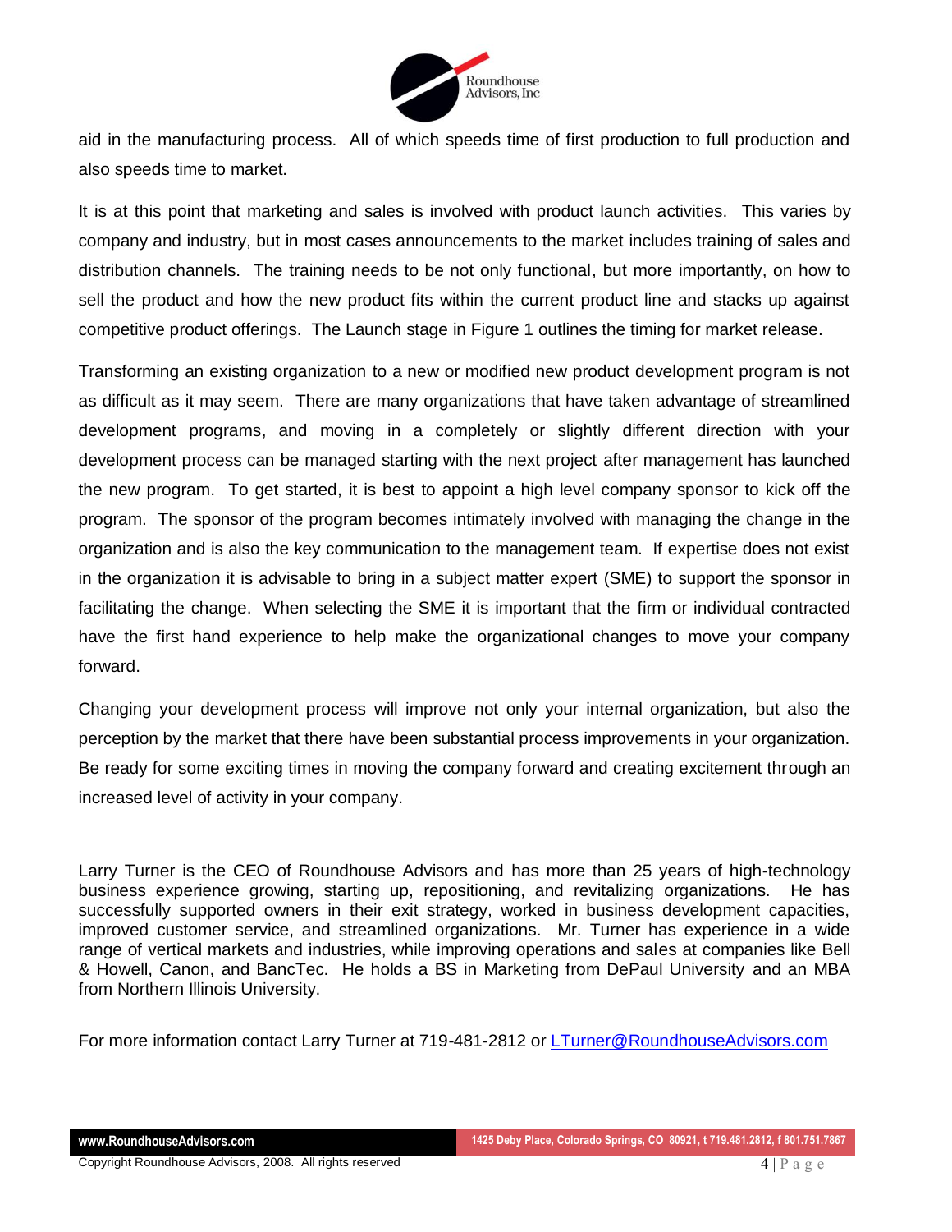aid in the manufacturing process. All of which speeds time of first production to full production and also speeds time to market.

It is at this point that marketing and sales is involved with product launch activities. This varies by company and industry, but in most cases announcements to the market includes training of sales and distribution channels. The training needs to be not only functional, but more importantly, on how to sell the product and how the new product fits within the current product line and stacks up against competitive product offerings. The Launch stage in Figure 1 outlines the timing for market release.

Transforming an existing organization to a new or modified new product development program is not as difficult as it may seem. There are many organizations that have taken advantage of streamlined development programs, and moving in a completely or slightly different direction with your development process can be managed starting with the next project after management has launched the new program. To get started, it is best to appoint a high level company sponsor to kick off the program. The sponsor of the program becomes intimately involved with managing the change in the organization and is also the key communication to the management team. If expertise does not exist in the organization it is advisable to bring in a subject matter expert (SME) to support the sponsor in facilitating the change. When selecting the SME it is important that the firm or individual contracted have the first hand experience to help make the organizational changes to move your company forward.

Changing your development process will improve not only your internal organization, but also the perception by the market that there have been substantial process improvements in your organization. Be ready for some exciting times in moving the company forward and creating excitement through an increased level of activity in your company.

Larry Turner is the CEO of Roundhouse Advisors and has more than 25 years of high-technology business experience growing, starting up, repositioning, and revitalizing organizations. He has successfully supported owners in their exit strategy, worked in business development capacities, improved customer service, and streamlined organizations. Mr. Turner has experience in a wide range of vertical markets and industries, while improving operations and sales at companies like Bell & Howell, Canon, and BancTec. He holds a BS in Marketing from DePaul University and an MBA from Northern Illinois University.

For more information contact Larry Turner at 719-481-2812 or LTurner@RoundhouseAdvisors.com